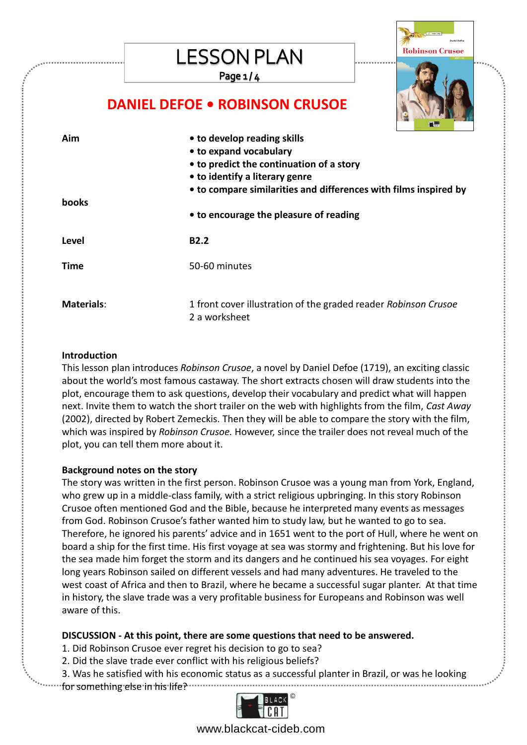# LESSON PLAN

## DANIEL DEFOE • ROBINSON CRUSOE

| | |
|---|---|
| **Aim** | **• to develop reading skills**<br>**• to expand vocabulary**<br>**• to predict the continuation of a story**<br>**• to identify a literary genre**<br>**• to compare similarities and differences with films inspired by books**<br>**• to encourage the pleasure of reading** |
| **Level** | **B2.2** |
| **Time** | 50-60 minutes |
| **Materials**: | 1 front cover illustration of the graded reader *Robinson Crusoe*<br>2 a worksheet |

**Introduction**

This lesson plan introduces *Robinson Crusoe*, a novel by Daniel Defoe (1719), an exciting classic about the world's most famous castaway. The short extracts chosen will draw students into the plot, encourage them to ask questions, develop their vocabulary and predict what will happen next. Invite them to watch the short trailer on the web with highlights from the film, *Cast Away* (2002), directed by Robert Zemeckis. Then they will be able to compare the story with the film, which was inspired by *Robinson Crusoe.* However, since the trailer does not reveal much of the plot, you can tell them more about it.

**Background notes on the story**

The story was written in the first person. Robinson Crusoe was a young man from York, England, who grew up in a middle-class family, with a strict religious upbringing. In this story Robinson Crusoe often mentioned God and the Bible, because he interpreted many events as messages from God. Robinson Crusoe's father wanted him to study law, but he wanted to go to sea. Therefore, he ignored his parents' advice and in 1651 went to the port of Hull, where he went on board a ship for the first time. His first voyage at sea was stormy and frightening. But his love for the sea made him forget the storm and its dangers and he continued his sea voyages. For eight long years Robinson sailed on different vessels and had many adventures. He traveled to the west coast of Africa and then to Brazil, where he became a successful sugar planter. At that time in history, the slave trade was a very profitable business for Europeans and Robinson was well aware of this.

**DISCUSSION - At this point, there are some questions that need to be answered.**

1. Did Robinson Crusoe ever regret his decision to go to sea?
2. Did the slave trade ever conflict with his religious beliefs?
3. Was he satisfied with his economic status as a successful planter in Brazil, or was he looking for something else in his life?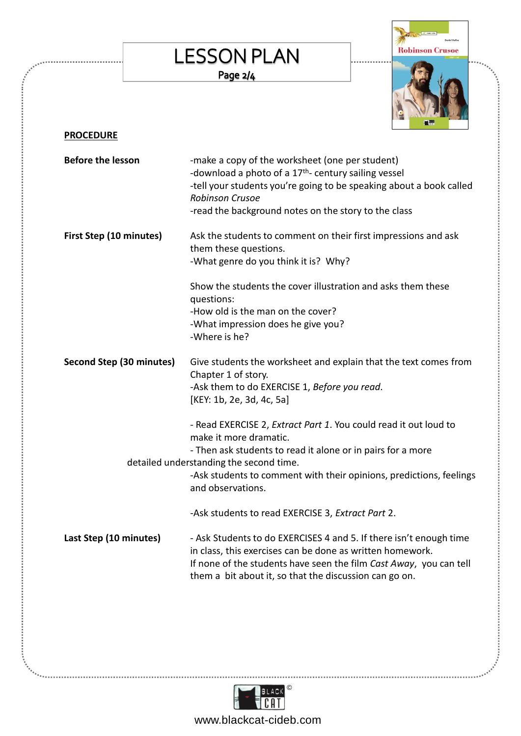# LESSON PLAN

Page 2/4

**PROCEDURE**

**Before the lesson**

-make a copy of the worksheet (one per student)
-download a photo of a 17th- century sailing vessel
-tell your students you're going to be speaking about a book called *Robinson Crusoe*
-read the background notes on the story to the class

**First Step (10 minutes)**

Ask the students to comment on their first impressions and ask them these questions.
-What genre do you think it is? Why?

Show the students the cover illustration and asks them these questions:
-How old is the man on the cover?
-What impression does he give you?
-Where is he?

**Second Step (30 minutes)**

Give students the worksheet and explain that the text comes from Chapter 1 of story.
-Ask them to do EXERCISE 1, *Before you read*.
[KEY: 1b, 2e, 3d, 4c, 5a]

- Read EXERCISE 2, *Extract Part 1*. You could read it out loud to make it more dramatic.
- Then ask students to read it alone or in pairs for a more detailed understanding the second time.

-Ask students to comment with their opinions, predictions, feelings and observations.

-Ask students to read EXERCISE 3, *Extract Part* 2.

**Last Step (10 minutes)**

- Ask Students to do EXERCISES 4 and 5. If there isn't enough time in class, this exercises can be done as written homework.
If none of the students have seen the film *Cast Away*, you can tell them a bit about it, so that the discussion can go on.

www.blackcat-cideb.com